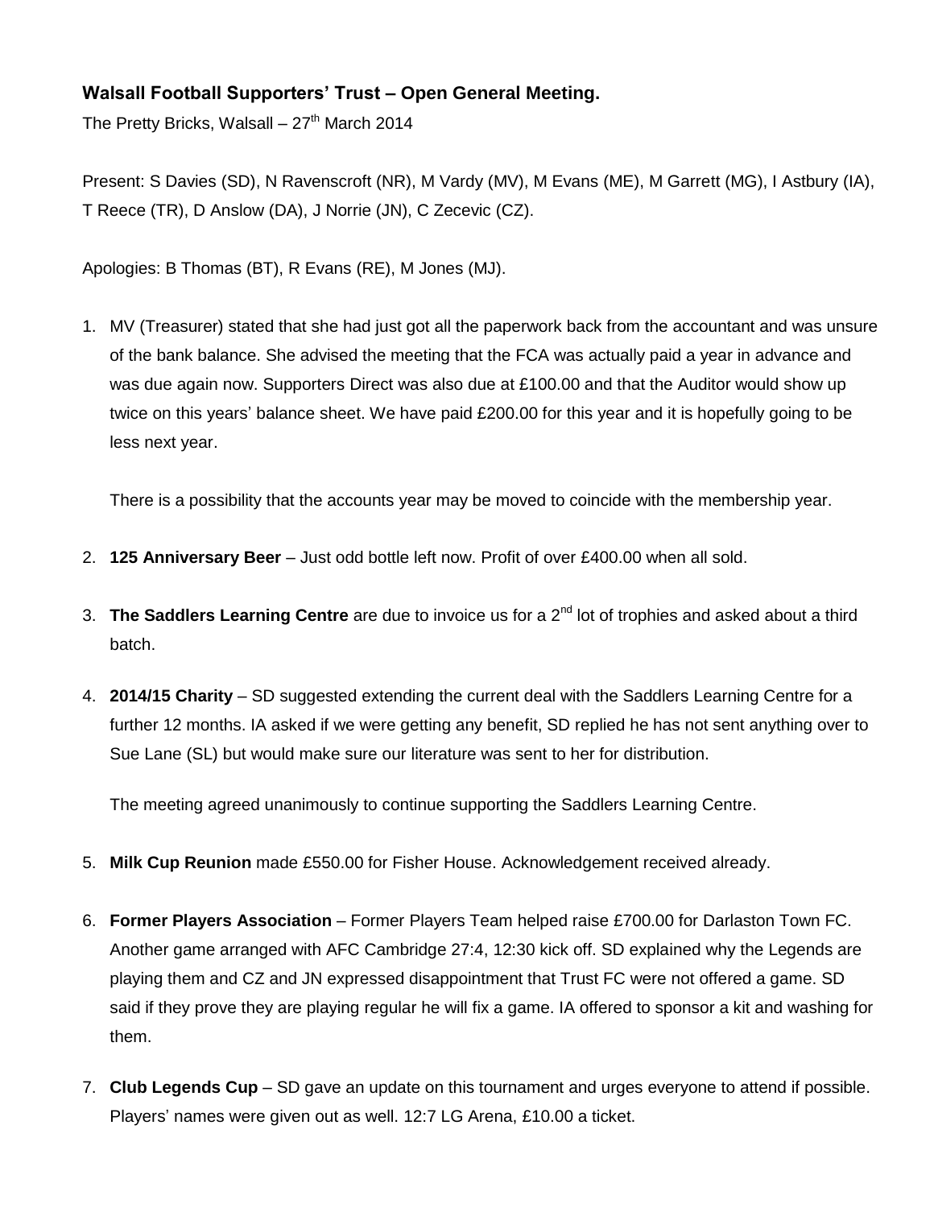**Walsall Football Supporters' Trust – Open General Meeting.**

The Pretty Bricks, Walsall – 27th March 2014

Present: S Davies (SD), N Ravenscroft (NR), M Vardy (MV), M Evans (ME), M Garrett (MG), I Astbury (IA), T Reece (TR), D Anslow (DA), J Norrie (JN), C Zecevic (CZ).

Apologies: B Thomas (BT), R Evans (RE), M Jones (MJ).

1. MV (Treasurer) stated that she had just got all the paperwork back from the accountant and was unsure of the bank balance. She advised the meeting that the FCA was actually paid a year in advance and was due again now. Supporters Direct was also due at £100.00 and that the Auditor would show up twice on this years' balance sheet. We have paid £200.00 for this year and it is hopefully going to be less next year.

   There is a possibility that the accounts year may be moved to coincide with the membership year.

2. **125 Anniversary Beer** – Just odd bottle left now. Profit of over £400.00 when all sold.

3. **The Saddlers Learning Centre** are due to invoice us for a 2nd lot of trophies and asked about a third batch.

4. **2014/15 Charity** – SD suggested extending the current deal with the Saddlers Learning Centre for a further 12 months. IA asked if we were getting any benefit, SD replied he has not sent anything over to Sue Lane (SL) but would make sure our literature was sent to her for distribution.

   The meeting agreed unanimously to continue supporting the Saddlers Learning Centre.

5. **Milk Cup Reunion** made £550.00 for Fisher House. Acknowledgement received already.

6. **Former Players Association** – Former Players Team helped raise £700.00 for Darlaston Town FC. Another game arranged with AFC Cambridge 27:4, 12:30 kick off. SD explained why the Legends are playing them and CZ and JN expressed disappointment that Trust FC were not offered a game. SD said if they prove they are playing regular he will fix a game. IA offered to sponsor a kit and washing for them.

7. **Club Legends Cup** – SD gave an update on this tournament and urges everyone to attend if possible. Players' names were given out as well. 12:7 LG Arena, £10.00 a ticket.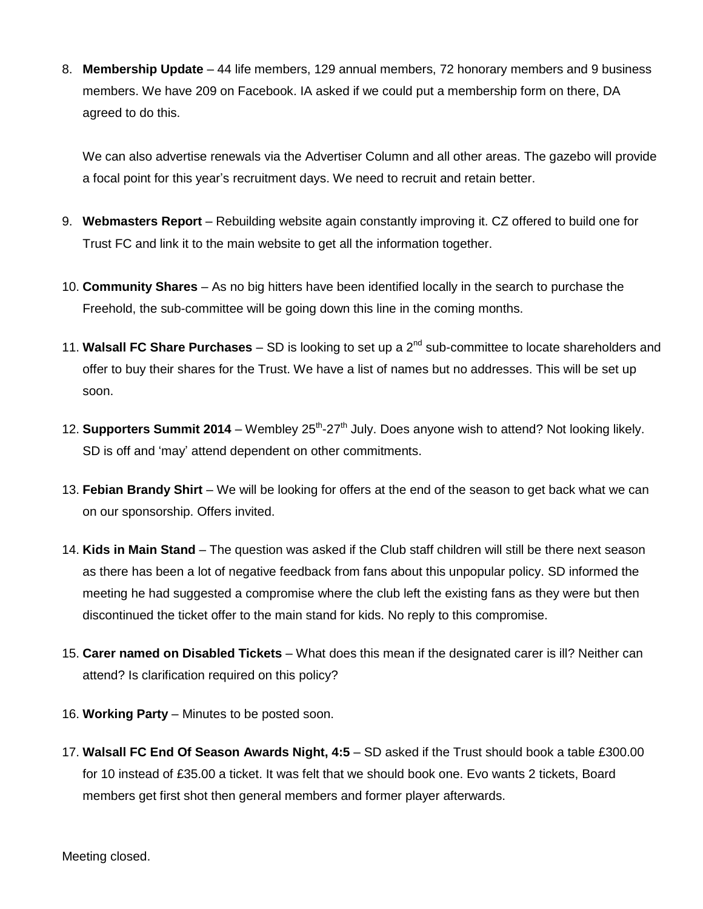8. **Membership Update** – 44 life members, 129 annual members, 72 honorary members and 9 business members. We have 209 on Facebook. IA asked if we could put a membership form on there, DA agreed to do this.

   We can also advertise renewals via the Advertiser Column and all other areas. The gazebo will provide a focal point for this year's recruitment days. We need to recruit and retain better.

9. **Webmasters Report** – Rebuilding website again constantly improving it. CZ offered to build one for Trust FC and link it to the main website to get all the information together.

10. **Community Shares** – As no big hitters have been identified locally in the search to purchase the Freehold, the sub-committee will be going down this line in the coming months.

11. **Walsall FC Share Purchases** – SD is looking to set up a 2nd sub-committee to locate shareholders and offer to buy their shares for the Trust. We have a list of names but no addresses. This will be set up soon.

12. **Supporters Summit 2014** – Wembley 25th-27th July. Does anyone wish to attend? Not looking likely. SD is off and 'may' attend dependent on other commitments.

13. **Febian Brandy Shirt** – We will be looking for offers at the end of the season to get back what we can on our sponsorship. Offers invited.

14. **Kids in Main Stand** – The question was asked if the Club staff children will still be there next season as there has been a lot of negative feedback from fans about this unpopular policy. SD informed the meeting he had suggested a compromise where the club left the existing fans as they were but then discontinued the ticket offer to the main stand for kids. No reply to this compromise.

15. **Carer named on Disabled Tickets** – What does this mean if the designated carer is ill? Neither can attend? Is clarification required on this policy?

16. **Working Party** – Minutes to be posted soon.

17. **Walsall FC End Of Season Awards Night, 4:5** – SD asked if the Trust should book a table £300.00 for 10 instead of £35.00 a ticket. It was felt that we should book one. Evo wants 2 tickets, Board members get first shot then general members and former player afterwards.

Meeting closed.